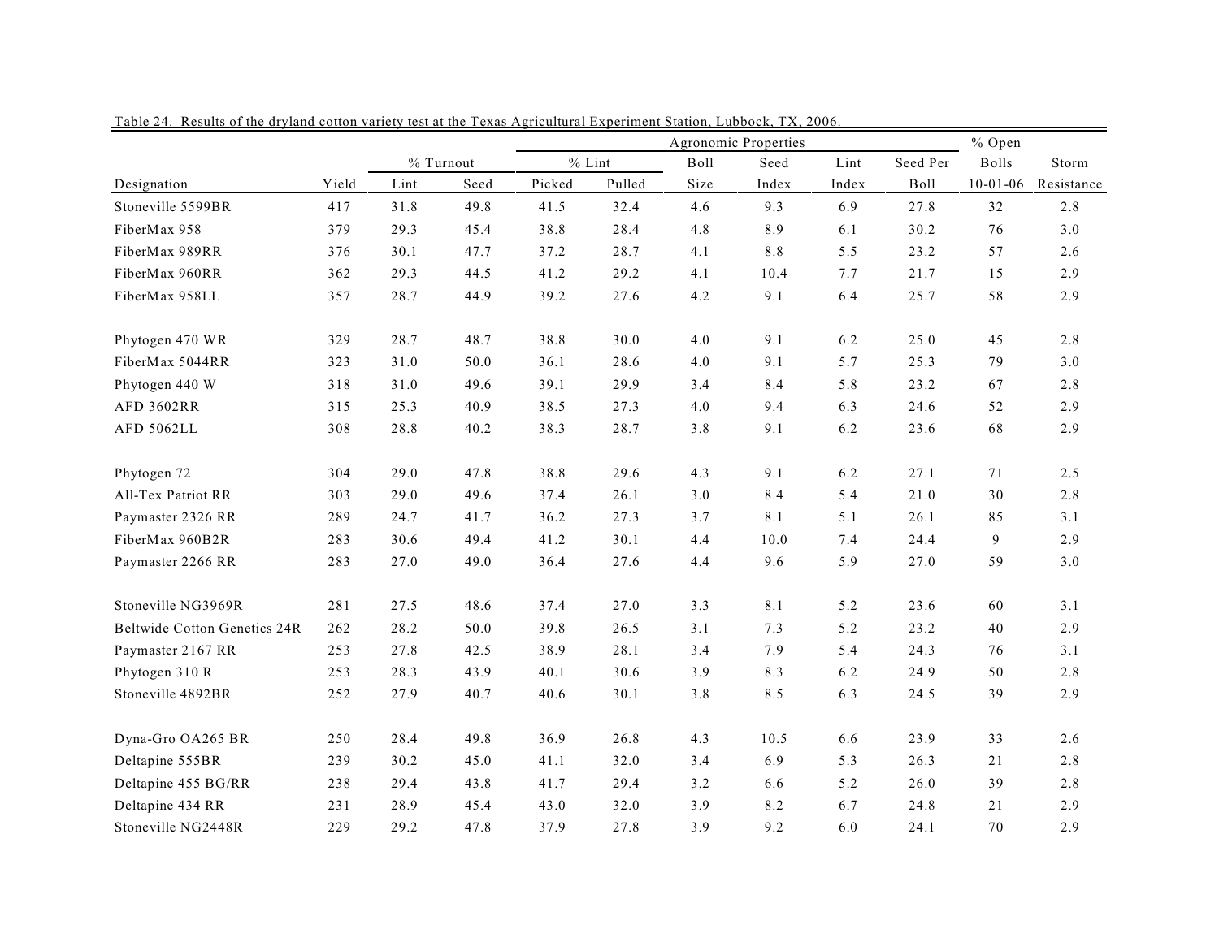Table 24. Results of the dryland cotton variety test at the Texas Agricultural Experiment Station, Lubbock, TX, 2006.

| | | % Turnout | | % Lint | | Agronomic Properties | | | | % Open | |
|---|---|---|---|---|---|---|---|---|---|---|---|
| | | | | | | Boll | Seed | Lint | Seed Per | Bolls | Storm |
| Designation | Yield | Lint | Seed | Picked | Pulled | Size | Index | Index | Boll | 10-01-06 | Resistance |
| Stoneville 5599BR | 417 | 31.8 | 49.8 | 41.5 | 32.4 | 4.6 | 9.3 | 6.9 | 27.8 | 32 | 2.8 |
| FiberMax 958 | 379 | 29.3 | 45.4 | 38.8 | 28.4 | 4.8 | 8.9 | 6.1 | 30.2 | 76 | 3.0 |
| FiberMax 989RR | 376 | 30.1 | 47.7 | 37.2 | 28.7 | 4.1 | 8.8 | 5.5 | 23.2 | 57 | 2.6 |
| FiberMax 960RR | 362 | 29.3 | 44.5 | 41.2 | 29.2 | 4.1 | 10.4 | 7.7 | 21.7 | 15 | 2.9 |
| FiberMax 958LL | 357 | 28.7 | 44.9 | 39.2 | 27.6 | 4.2 | 9.1 | 6.4 | 25.7 | 58 | 2.9 |
| Phytogen 470 WR | 329 | 28.7 | 48.7 | 38.8 | 30.0 | 4.0 | 9.1 | 6.2 | 25.0 | 45 | 2.8 |
| FiberMax 5044RR | 323 | 31.0 | 50.0 | 36.1 | 28.6 | 4.0 | 9.1 | 5.7 | 25.3 | 79 | 3.0 |
| Phytogen 440 W | 318 | 31.0 | 49.6 | 39.1 | 29.9 | 3.4 | 8.4 | 5.8 | 23.2 | 67 | 2.8 |
| AFD 3602RR | 315 | 25.3 | 40.9 | 38.5 | 27.3 | 4.0 | 9.4 | 6.3 | 24.6 | 52 | 2.9 |
| AFD 5062LL | 308 | 28.8 | 40.2 | 38.3 | 28.7 | 3.8 | 9.1 | 6.2 | 23.6 | 68 | 2.9 |
| Phytogen 72 | 304 | 29.0 | 47.8 | 38.8 | 29.6 | 4.3 | 9.1 | 6.2 | 27.1 | 71 | 2.5 |
| All-Tex Patriot RR | 303 | 29.0 | 49.6 | 37.4 | 26.1 | 3.0 | 8.4 | 5.4 | 21.0 | 30 | 2.8 |
| Paymaster 2326 RR | 289 | 24.7 | 41.7 | 36.2 | 27.3 | 3.7 | 8.1 | 5.1 | 26.1 | 85 | 3.1 |
| FiberMax 960B2R | 283 | 30.6 | 49.4 | 41.2 | 30.1 | 4.4 | 10.0 | 7.4 | 24.4 | 9 | 2.9 |
| Paymaster 2266 RR | 283 | 27.0 | 49.0 | 36.4 | 27.6 | 4.4 | 9.6 | 5.9 | 27.0 | 59 | 3.0 |
| Stoneville NG3969R | 281 | 27.5 | 48.6 | 37.4 | 27.0 | 3.3 | 8.1 | 5.2 | 23.6 | 60 | 3.1 |
| Beltwide Cotton Genetics 24R | 262 | 28.2 | 50.0 | 39.8 | 26.5 | 3.1 | 7.3 | 5.2 | 23.2 | 40 | 2.9 |
| Paymaster 2167 RR | 253 | 27.8 | 42.5 | 38.9 | 28.1 | 3.4 | 7.9 | 5.4 | 24.3 | 76 | 3.1 |
| Phytogen 310 R | 253 | 28.3 | 43.9 | 40.1 | 30.6 | 3.9 | 8.3 | 6.2 | 24.9 | 50 | 2.8 |
| Stoneville 4892BR | 252 | 27.9 | 40.7 | 40.6 | 30.1 | 3.8 | 8.5 | 6.3 | 24.5 | 39 | 2.9 |
| Dyna-Gro OA265 BR | 250 | 28.4 | 49.8 | 36.9 | 26.8 | 4.3 | 10.5 | 6.6 | 23.9 | 33 | 2.6 |
| Deltapine 555BR | 239 | 30.2 | 45.0 | 41.1 | 32.0 | 3.4 | 6.9 | 5.3 | 26.3 | 21 | 2.8 |
| Deltapine 455 BG/RR | 238 | 29.4 | 43.8 | 41.7 | 29.4 | 3.2 | 6.6 | 5.2 | 26.0 | 39 | 2.8 |
| Deltapine 434 RR | 231 | 28.9 | 45.4 | 43.0 | 32.0 | 3.9 | 8.2 | 6.7 | 24.8 | 21 | 2.9 |
| Stoneville NG2448R | 229 | 29.2 | 47.8 | 37.9 | 27.8 | 3.9 | 9.2 | 6.0 | 24.1 | 70 | 2.9 |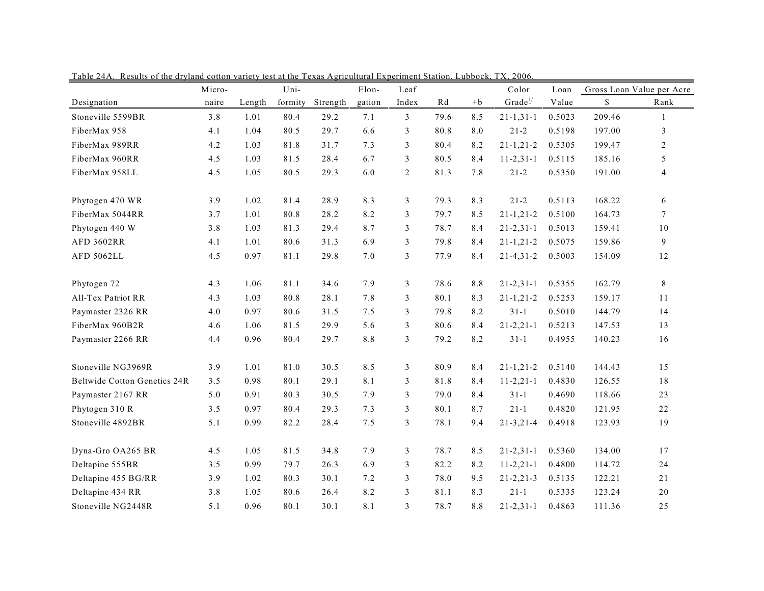Table 24A. Results of the dryland cotton variety test at the Texas Agricultural Experiment Station, Lubbock, TX, 2006.

| Designation | Micro-naire | Length | Uni-formity | Strength | Elon-gation | Leaf Index | Rd | +b | Color Grade[1/] | Loan Value | Gross Loan Value per Acre | |
|---|---|---|---|---|---|---|---|---|---|---|---|---|
| | | | | | | | | | | | $ | Rank |
| Stoneville 5599BR | 3.8 | 1.01 | 80.4 | 29.2 | 7.1 | 3 | 79.6 | 8.5 | 21-1,31-1 | 0.5023 | 209.46 | 1 |
| FiberMax 958 | 4.1 | 1.04 | 80.5 | 29.7 | 6.6 | 3 | 80.8 | 8.0 | 21-2 | 0.5198 | 197.00 | 3 |
| FiberMax 989RR | 4.2 | 1.03 | 81.8 | 31.7 | 7.3 | 3 | 80.4 | 8.2 | 21-1,21-2 | 0.5305 | 199.47 | 2 |
| FiberMax 960RR | 4.5 | 1.03 | 81.5 | 28.4 | 6.7 | 3 | 80.5 | 8.4 | 11-2,31-1 | 0.5115 | 185.16 | 5 |
| FiberMax 958LL | 4.5 | 1.05 | 80.5 | 29.3 | 6.0 | 2 | 81.3 | 7.8 | 21-2 | 0.5350 | 191.00 | 4 |
| Phytogen 470 WR | 3.9 | 1.02 | 81.4 | 28.9 | 8.3 | 3 | 79.3 | 8.3 | 21-2 | 0.5113 | 168.22 | 6 |
| FiberMax 5044RR | 3.7 | 1.01 | 80.8 | 28.2 | 8.2 | 3 | 79.7 | 8.5 | 21-1,21-2 | 0.5100 | 164.73 | 7 |
| Phytogen 440 W | 3.8 | 1.03 | 81.3 | 29.4 | 8.7 | 3 | 78.7 | 8.4 | 21-2,31-1 | 0.5013 | 159.41 | 10 |
| AFD 3602RR | 4.1 | 1.01 | 80.6 | 31.3 | 6.9 | 3 | 79.8 | 8.4 | 21-1,21-2 | 0.5075 | 159.86 | 9 |
| AFD 5062LL | 4.5 | 0.97 | 81.1 | 29.8 | 7.0 | 3 | 77.9 | 8.4 | 21-4,31-2 | 0.5003 | 154.09 | 12 |
| Phytogen 72 | 4.3 | 1.06 | 81.1 | 34.6 | 7.9 | 3 | 78.6 | 8.8 | 21-2,31-1 | 0.5355 | 162.79 | 8 |
| All-Tex Patriot RR | 4.3 | 1.03 | 80.8 | 28.1 | 7.8 | 3 | 80.1 | 8.3 | 21-1,21-2 | 0.5253 | 159.17 | 11 |
| Paymaster 2326 RR | 4.0 | 0.97 | 80.6 | 31.5 | 7.5 | 3 | 79.8 | 8.2 | 31-1 | 0.5010 | 144.79 | 14 |
| FiberMax 960B2R | 4.6 | 1.06 | 81.5 | 29.9 | 5.6 | 3 | 80.6 | 8.4 | 21-2,21-1 | 0.5213 | 147.53 | 13 |
| Paymaster 2266 RR | 4.4 | 0.96 | 80.4 | 29.7 | 8.8 | 3 | 79.2 | 8.2 | 31-1 | 0.4955 | 140.23 | 16 |
| Stoneville NG3969R | 3.9 | 1.01 | 81.0 | 30.5 | 8.5 | 3 | 80.9 | 8.4 | 21-1,21-2 | 0.5140 | 144.43 | 15 |
| Beltwide Cotton Genetics 24R | 3.5 | 0.98 | 80.1 | 29.1 | 8.1 | 3 | 81.8 | 8.4 | 11-2,21-1 | 0.4830 | 126.55 | 18 |
| Paymaster 2167 RR | 5.0 | 0.91 | 80.3 | 30.5 | 7.9 | 3 | 79.0 | 8.4 | 31-1 | 0.4690 | 118.66 | 23 |
| Phytogen 310 R | 3.5 | 0.97 | 80.4 | 29.3 | 7.3 | 3 | 80.1 | 8.7 | 21-1 | 0.4820 | 121.95 | 22 |
| Stoneville 4892BR | 5.1 | 0.99 | 82.2 | 28.4 | 7.5 | 3 | 78.1 | 9.4 | 21-3,21-4 | 0.4918 | 123.93 | 19 |
| Dyna-Gro OA265 BR | 4.5 | 1.05 | 81.5 | 34.8 | 7.9 | 3 | 78.7 | 8.5 | 21-2,31-1 | 0.5360 | 134.00 | 17 |
| Deltapine 555BR | 3.5 | 0.99 | 79.7 | 26.3 | 6.9 | 3 | 82.2 | 8.2 | 11-2,21-1 | 0.4800 | 114.72 | 24 |
| Deltapine 455 BG/RR | 3.9 | 1.02 | 80.3 | 30.1 | 7.2 | 3 | 78.0 | 9.5 | 21-2,21-3 | 0.5135 | 122.21 | 21 |
| Deltapine 434 RR | 3.8 | 1.05 | 80.6 | 26.4 | 8.2 | 3 | 81.1 | 8.3 | 21-1 | 0.5335 | 123.24 | 20 |
| Stoneville NG2448R | 5.1 | 0.96 | 80.1 | 30.1 | 8.1 | 3 | 78.7 | 8.8 | 21-2,31-1 | 0.4863 | 111.36 | 25 |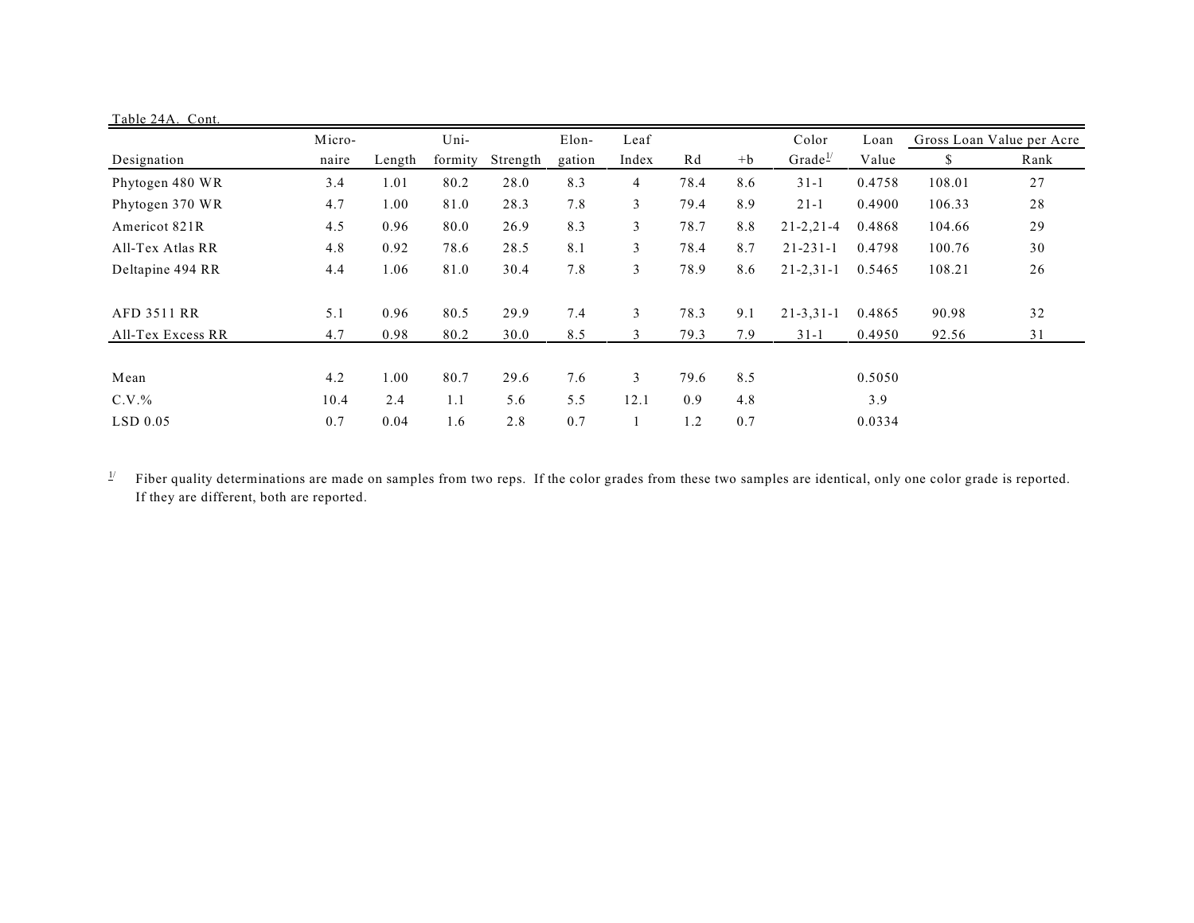Table 24A. Cont.

| Designation | Micro-naire | Length | Uni-formity | Strength | Elon-gation | Leaf Index | Rd | +b | Color Grade[1/] | Loan Value | Gross Loan Value per Acre | |
|---|---|---|---|---|---|---|---|---|---|---|---|---|
| | | | | | | | | | | | $ | Rank |
| Phytogen 480 WR | 3.4 | 1.01 | 80.2 | 28.0 | 8.3 | 4 | 78.4 | 8.6 | 31-1 | 0.4758 | 108.01 | 27 |
| Phytogen 370 WR | 4.7 | 1.00 | 81.0 | 28.3 | 7.8 | 3 | 79.4 | 8.9 | 21-1 | 0.4900 | 106.33 | 28 |
| Americot 821R | 4.5 | 0.96 | 80.0 | 26.9 | 8.3 | 3 | 78.7 | 8.8 | 21-2,21-4 | 0.4868 | 104.66 | 29 |
| All-Tex Atlas RR | 4.8 | 0.92 | 78.6 | 28.5 | 8.1 | 3 | 78.4 | 8.7 | 21-231-1 | 0.4798 | 100.76 | 30 |
| Deltapine 494 RR | 4.4 | 1.06 | 81.0 | 30.4 | 7.8 | 3 | 78.9 | 8.6 | 21-2,31-1 | 0.5465 | 108.21 | 26 |
| AFD 3511 RR | 5.1 | 0.96 | 80.5 | 29.9 | 7.4 | 3 | 78.3 | 9.1 | 21-3,31-1 | 0.4865 | 90.98 | 32 |
| All-Tex Excess RR | 4.7 | 0.98 | 80.2 | 30.0 | 8.5 | 3 | 79.3 | 7.9 | 31-1 | 0.4950 | 92.56 | 31 |
| Mean | 4.2 | 1.00 | 80.7 | 29.6 | 7.6 | 3 | 79.6 | 8.5 | | 0.5050 | | |
| C.V.% | 10.4 | 2.4 | 1.1 | 5.6 | 5.5 | 12.1 | 0.9 | 4.8 | | 3.9 | | |
| LSD 0.05 | 0.7 | 0.04 | 1.6 | 2.8 | 0.7 | 1 | 1.2 | 0.7 | | 0.0334 | | |

[1/] Fiber quality determinations are made on samples from two reps. If the color grades from these two samples are identical, only one color grade is reported. If they are different, both are reported.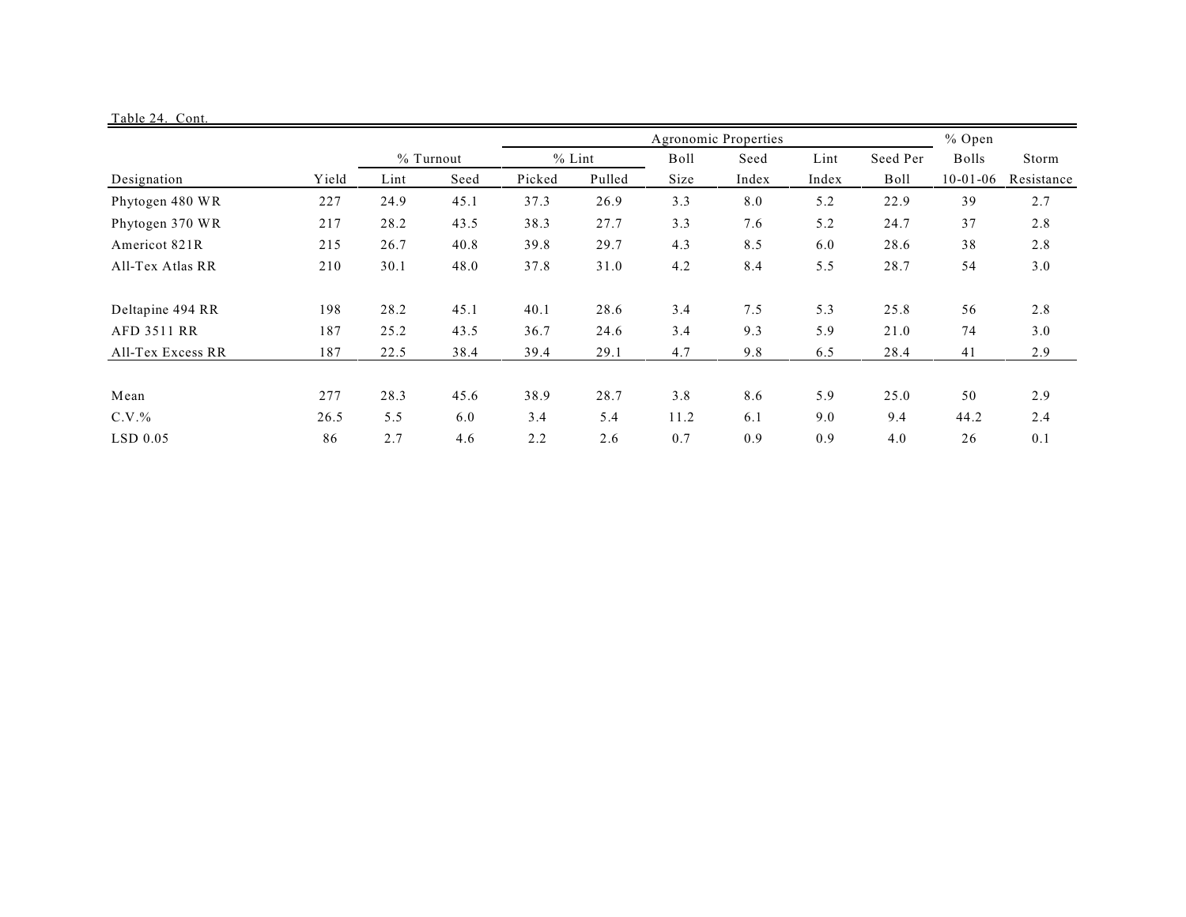Table 24. Cont.

| | | | | Agronomic Properties | | | | | | % Open | |
|---|---|---|---|---|---|---|---|---|---|---|---|
| | | % Turnout | | % Lint | | Boll | Seed | Lint | Seed Per | Bolls | Storm |
| Designation | Yield | Lint | Seed | Picked | Pulled | Size | Index | Index | Boll | 10-01-06 | Resistance |
| Phytogen 480 WR | 227 | 24.9 | 45.1 | 37.3 | 26.9 | 3.3 | 8.0 | 5.2 | 22.9 | 39 | 2.7 |
| Phytogen 370 WR | 217 | 28.2 | 43.5 | 38.3 | 27.7 | 3.3 | 7.6 | 5.2 | 24.7 | 37 | 2.8 |
| Americot 821R | 215 | 26.7 | 40.8 | 39.8 | 29.7 | 4.3 | 8.5 | 6.0 | 28.6 | 38 | 2.8 |
| All-Tex Atlas RR | 210 | 30.1 | 48.0 | 37.8 | 31.0 | 4.2 | 8.4 | 5.5 | 28.7 | 54 | 3.0 |
| Deltapine 494 RR | 198 | 28.2 | 45.1 | 40.1 | 28.6 | 3.4 | 7.5 | 5.3 | 25.8 | 56 | 2.8 |
| AFD 3511 RR | 187 | 25.2 | 43.5 | 36.7 | 24.6 | 3.4 | 9.3 | 5.9 | 21.0 | 74 | 3.0 |
| All-Tex Excess RR | 187 | 22.5 | 38.4 | 39.4 | 29.1 | 4.7 | 9.8 | 6.5 | 28.4 | 41 | 2.9 |
| Mean | 277 | 28.3 | 45.6 | 38.9 | 28.7 | 3.8 | 8.6 | 5.9 | 25.0 | 50 | 2.9 |
| C.V.% | 26.5 | 5.5 | 6.0 | 3.4 | 5.4 | 11.2 | 6.1 | 9.0 | 9.4 | 44.2 | 2.4 |
| LSD 0.05 | 86 | 2.7 | 4.6 | 2.2 | 2.6 | 0.7 | 0.9 | 0.9 | 4.0 | 26 | 0.1 |